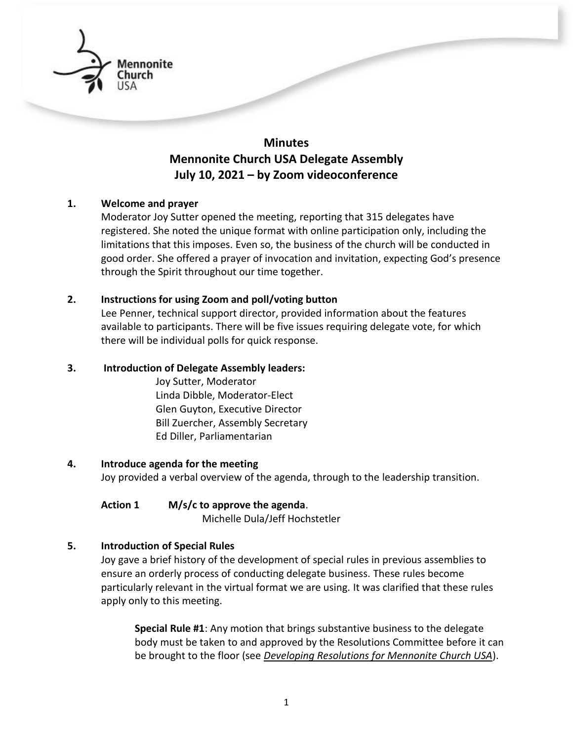# Minutes
# Mennonite Church USA Delegate Assembly
# July 10, 2021 – by Zoom videoconference

**1. Welcome and prayer**

Moderator Joy Sutter opened the meeting, reporting that 315 delegates have registered. She noted the unique format with online participation only, including the limitations that this imposes. Even so, the business of the church will be conducted in good order. She offered a prayer of invocation and invitation, expecting God's presence through the Spirit throughout our time together.

**2. Instructions for using Zoom and poll/voting button**

Lee Penner, technical support director, provided information about the features available to participants. There will be five issues requiring delegate vote, for which there will be individual polls for quick response.

**3. Introduction of Delegate Assembly leaders:**

Joy Sutter, Moderator
Linda Dibble, Moderator-Elect
Glen Guyton, Executive Director
Bill Zuercher, Assembly Secretary
Ed Diller, Parliamentarian

**4. Introduce agenda for the meeting**

Joy provided a verbal overview of the agenda, through to the leadership transition.

**Action 1** **M/s/c to approve the agenda**.
Michelle Dula/Jeff Hochstetler

**5. Introduction of Special Rules**

Joy gave a brief history of the development of special rules in previous assemblies to ensure an orderly process of conducting delegate business. These rules become particularly relevant in the virtual format we are using. It was clarified that these rules apply only to this meeting.

> **Special Rule #1**: Any motion that brings substantive business to the delegate body must be taken to and approved by the Resolutions Committee before it can be brought to the floor (see ***Developing Resolutions for Mennonite Church USA***).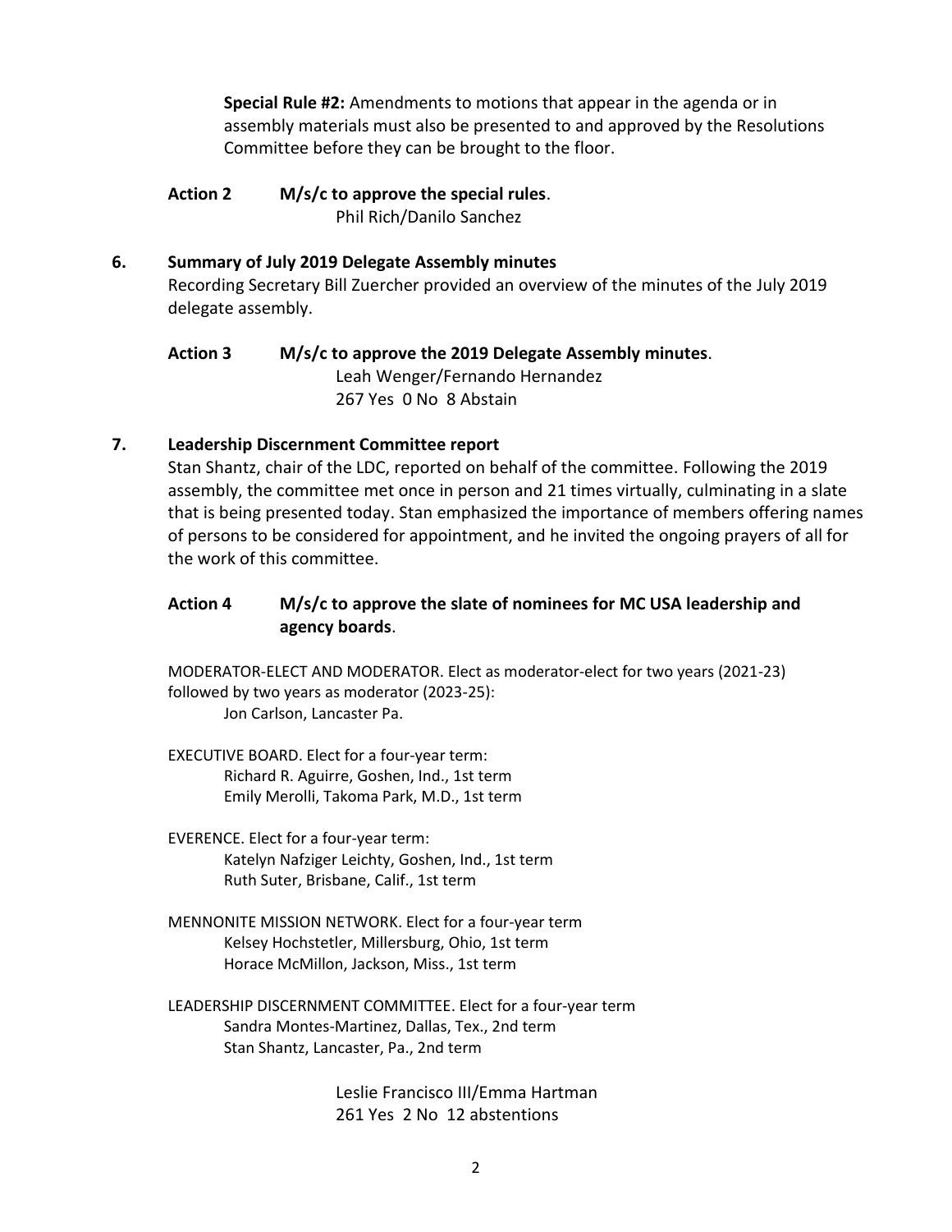**Special Rule #2:** Amendments to motions that appear in the agenda or in assembly materials must also be presented to and approved by the Resolutions Committee before they can be brought to the floor.

**Action 2 M/s/c to approve the special rules**.
Phil Rich/Danilo Sanchez

**6. Summary of July 2019 Delegate Assembly minutes**

Recording Secretary Bill Zuercher provided an overview of the minutes of the July 2019 delegate assembly.

**Action 3 M/s/c to approve the 2019 Delegate Assembly minutes**.
Leah Wenger/Fernando Hernandez
267 Yes 0 No 8 Abstain

**7. Leadership Discernment Committee report**

Stan Shantz, chair of the LDC, reported on behalf of the committee. Following the 2019 assembly, the committee met once in person and 21 times virtually, culminating in a slate that is being presented today. Stan emphasized the importance of members offering names of persons to be considered for appointment, and he invited the ongoing prayers of all for the work of this committee.

**Action 4 M/s/c to approve the slate of nominees for MC USA leadership and agency boards**.

MODERATOR-ELECT AND MODERATOR. Elect as moderator-elect for two years (2021-23) followed by two years as moderator (2023-25):
Jon Carlson, Lancaster Pa.

EXECUTIVE BOARD. Elect for a four-year term:
Richard R. Aguirre, Goshen, Ind., 1st term
Emily Merolli, Takoma Park, M.D., 1st term

EVERENCE. Elect for a four-year term:
Katelyn Nafziger Leichty, Goshen, Ind., 1st term
Ruth Suter, Brisbane, Calif., 1st term

MENNONITE MISSION NETWORK. Elect for a four-year term
Kelsey Hochstetler, Millersburg, Ohio, 1st term
Horace McMillon, Jackson, Miss., 1st term

LEADERSHIP DISCERNMENT COMMITTEE. Elect for a four-year term
Sandra Montes-Martinez, Dallas, Tex., 2nd term
Stan Shantz, Lancaster, Pa., 2nd term

Leslie Francisco III/Emma Hartman
261 Yes 2 No 12 abstentions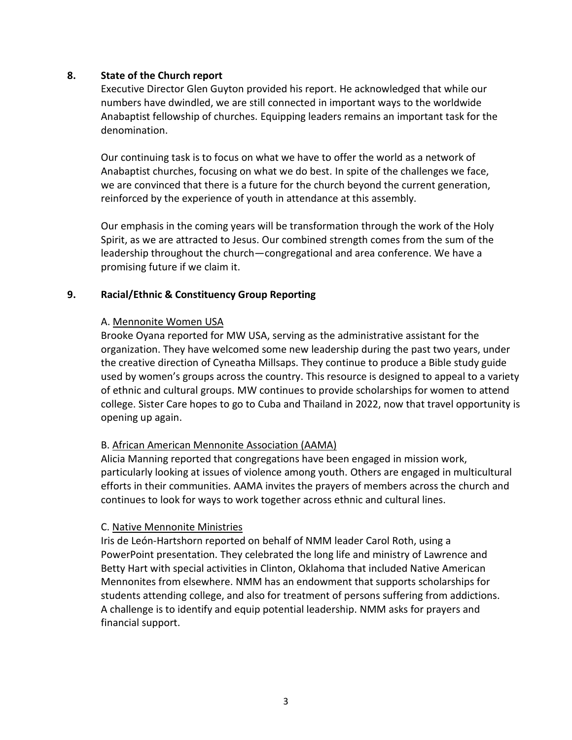## 8. State of the Church report

Executive Director Glen Guyton provided his report. He acknowledged that while our numbers have dwindled, we are still connected in important ways to the worldwide Anabaptist fellowship of churches. Equipping leaders remains an important task for the denomination.

Our continuing task is to focus on what we have to offer the world as a network of Anabaptist churches, focusing on what we do best. In spite of the challenges we face, we are convinced that there is a future for the church beyond the current generation, reinforced by the experience of youth in attendance at this assembly.

Our emphasis in the coming years will be transformation through the work of the Holy Spirit, as we are attracted to Jesus. Our combined strength comes from the sum of the leadership throughout the church—congregational and area conference. We have a promising future if we claim it.

## 9. Racial/Ethnic & Constituency Group Reporting

A. Mennonite Women USA

Brooke Oyana reported for MW USA, serving as the administrative assistant for the organization. They have welcomed some new leadership during the past two years, under the creative direction of Cyneatha Millsaps. They continue to produce a Bible study guide used by women's groups across the country. This resource is designed to appeal to a variety of ethnic and cultural groups. MW continues to provide scholarships for women to attend college. Sister Care hopes to go to Cuba and Thailand in 2022, now that travel opportunity is opening up again.

B. African American Mennonite Association (AAMA)

Alicia Manning reported that congregations have been engaged in mission work, particularly looking at issues of violence among youth. Others are engaged in multicultural efforts in their communities. AAMA invites the prayers of members across the church and continues to look for ways to work together across ethnic and cultural lines.

C. Native Mennonite Ministries

Iris de León-Hartshorn reported on behalf of NMM leader Carol Roth, using a PowerPoint presentation. They celebrated the long life and ministry of Lawrence and Betty Hart with special activities in Clinton, Oklahoma that included Native American Mennonites from elsewhere. NMM has an endowment that supports scholarships for students attending college, and also for treatment of persons suffering from addictions. A challenge is to identify and equip potential leadership. NMM asks for prayers and financial support.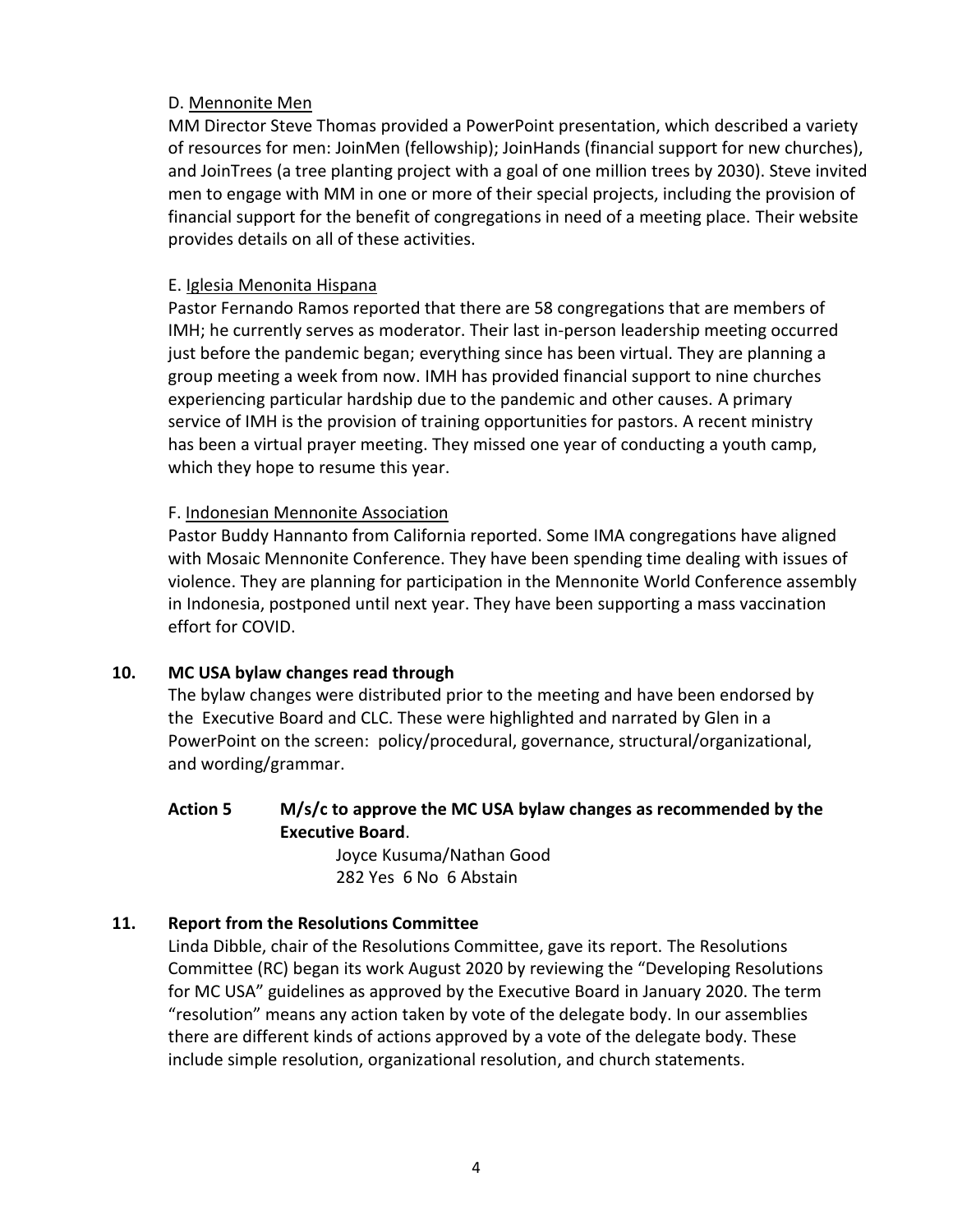D. <u>Mennonite Men</u>

MM Director Steve Thomas provided a PowerPoint presentation, which described a variety of resources for men: JoinMen (fellowship); JoinHands (financial support for new churches), and JoinTrees (a tree planting project with a goal of one million trees by 2030). Steve invited men to engage with MM in one or more of their special projects, including the provision of financial support for the benefit of congregations in need of a meeting place. Their website provides details on all of these activities.

E. <u>Iglesia Menonita Hispana</u>

Pastor Fernando Ramos reported that there are 58 congregations that are members of IMH; he currently serves as moderator. Their last in-person leadership meeting occurred just before the pandemic began; everything since has been virtual. They are planning a group meeting a week from now. IMH has provided financial support to nine churches experiencing particular hardship due to the pandemic and other causes. A primary service of IMH is the provision of training opportunities for pastors. A recent ministry has been a virtual prayer meeting. They missed one year of conducting a youth camp, which they hope to resume this year.

F. <u>Indonesian Mennonite Association</u>

Pastor Buddy Hannanto from California reported. Some IMA congregations have aligned with Mosaic Mennonite Conference. They have been spending time dealing with issues of violence. They are planning for participation in the Mennonite World Conference assembly in Indonesia, postponed until next year. They have been supporting a mass vaccination effort for COVID.

**10. MC USA bylaw changes read through**

The bylaw changes were distributed prior to the meeting and have been endorsed by the Executive Board and CLC. These were highlighted and narrated by Glen in a PowerPoint on the screen: policy/procedural, governance, structural/organizational, and wording/grammar.

**Action 5 M/s/c to approve the MC USA bylaw changes as recommended by the Executive Board**.

Joyce Kusuma/Nathan Good
282 Yes 6 No 6 Abstain

**11. Report from the Resolutions Committee**

Linda Dibble, chair of the Resolutions Committee, gave its report. The Resolutions Committee (RC) began its work August 2020 by reviewing the "Developing Resolutions for MC USA" guidelines as approved by the Executive Board in January 2020. The term "resolution" means any action taken by vote of the delegate body. In our assemblies there are different kinds of actions approved by a vote of the delegate body. These include simple resolution, organizational resolution, and church statements.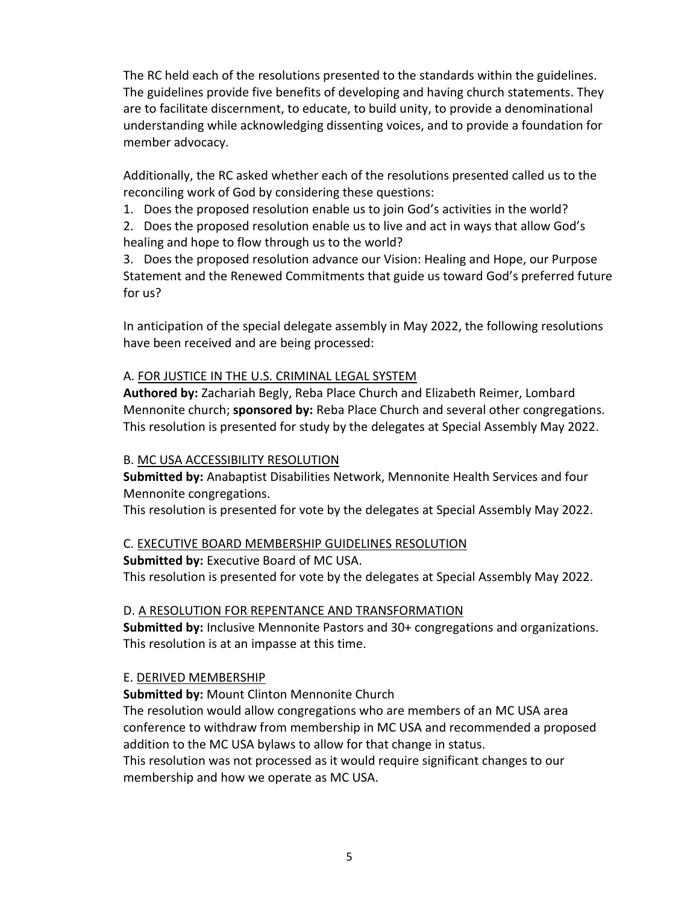The RC held each of the resolutions presented to the standards within the guidelines. The guidelines provide five benefits of developing and having church statements. They are to facilitate discernment, to educate, to build unity, to provide a denominational understanding while acknowledging dissenting voices, and to provide a foundation for member advocacy.

Additionally, the RC asked whether each of the resolutions presented called us to the reconciling work of God by considering these questions:

1. Does the proposed resolution enable us to join God's activities in the world?
2. Does the proposed resolution enable us to live and act in ways that allow God's healing and hope to flow through us to the world?
3. Does the proposed resolution advance our Vision: Healing and Hope, our Purpose Statement and the Renewed Commitments that guide us toward God's preferred future for us?

In anticipation of the special delegate assembly in May 2022, the following resolutions have been received and are being processed:

A. <u>FOR JUSTICE IN THE U.S. CRIMINAL LEGAL SYSTEM</u>
**Authored by:** Zachariah Begly, Reba Place Church and Elizabeth Reimer, Lombard Mennonite church; **sponsored by:** Reba Place Church and several other congregations. This resolution is presented for study by the delegates at Special Assembly May 2022.

B. <u>MC USA ACCESSIBILITY RESOLUTION</u>
**Submitted by:** Anabaptist Disabilities Network, Mennonite Health Services and four Mennonite congregations.
This resolution is presented for vote by the delegates at Special Assembly May 2022.

C. <u>EXECUTIVE BOARD MEMBERSHIP GUIDELINES RESOLUTION</u>
**Submitted by:** Executive Board of MC USA.
This resolution is presented for vote by the delegates at Special Assembly May 2022.

D. <u>A RESOLUTION FOR REPENTANCE AND TRANSFORMATION</u>
**Submitted by:** Inclusive Mennonite Pastors and 30+ congregations and organizations. This resolution is at an impasse at this time.

E. <u>DERIVED MEMBERSHIP</u>
**Submitted by:** Mount Clinton Mennonite Church
The resolution would allow congregations who are members of an MC USA area conference to withdraw from membership in MC USA and recommended a proposed addition to the MC USA bylaws to allow for that change in status.
This resolution was not processed as it would require significant changes to our membership and how we operate as MC USA.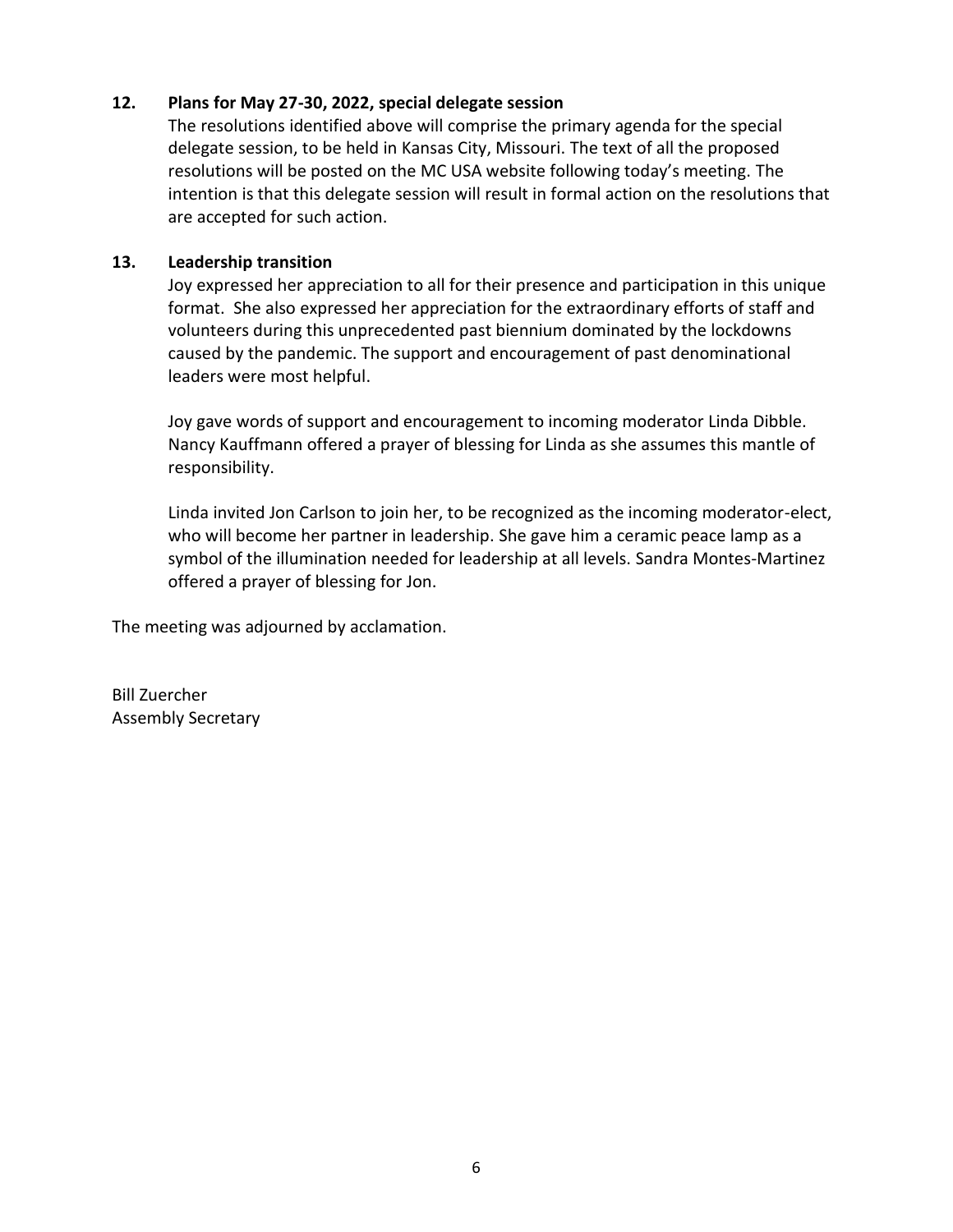**12. Plans for May 27-30, 2022, special delegate session**

The resolutions identified above will comprise the primary agenda for the special delegate session, to be held in Kansas City, Missouri. The text of all the proposed resolutions will be posted on the MC USA website following today's meeting. The intention is that this delegate session will result in formal action on the resolutions that are accepted for such action.

**13. Leadership transition**

Joy expressed her appreciation to all for their presence and participation in this unique format. She also expressed her appreciation for the extraordinary efforts of staff and volunteers during this unprecedented past biennium dominated by the lockdowns caused by the pandemic. The support and encouragement of past denominational leaders were most helpful.

Joy gave words of support and encouragement to incoming moderator Linda Dibble. Nancy Kauffmann offered a prayer of blessing for Linda as she assumes this mantle of responsibility.

Linda invited Jon Carlson to join her, to be recognized as the incoming moderator-elect, who will become her partner in leadership. She gave him a ceramic peace lamp as a symbol of the illumination needed for leadership at all levels. Sandra Montes-Martinez offered a prayer of blessing for Jon.

The meeting was adjourned by acclamation.

Bill Zuercher
Assembly Secretary